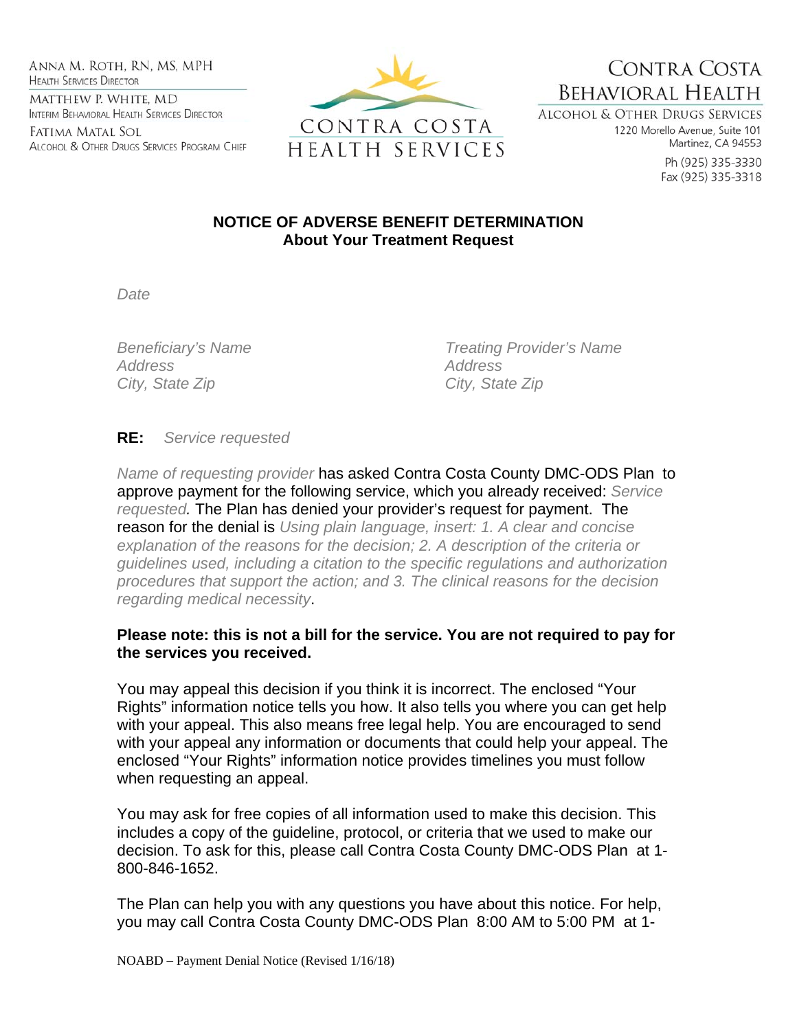ANNA M. ROTH, RN, MS, MPH
HEALTH SERVICES DIRECTOR

MATTHEW P. WHITE, MD
INTERIM BEHAVIORAL HEALTH SERVICES DIRECTOR

FATIMA MATAL SOL
ALCOHOL & OTHER DRUGS SERVICES PROGRAM CHIEF

CONTRA COSTA HEALTH SERVICES

CONTRA COSTA BEHAVIORAL HEALTH
ALCOHOL & OTHER DRUGS SERVICES
1220 Morello Avenue, Suite 101
Martinez, CA 94553
Ph (925) 335-3330
Fax (925) 335-3318

**NOTICE OF ADVERSE BENEFIT DETERMINATION**
**About Your Treatment Request**

*Date*

*Beneficiary's Name*
*Address*
*City, State Zip*

*Treating Provider's Name*
*Address*
*City, State Zip*

**RE:** *Service requested*

*Name of requesting provider* has asked Contra Costa County DMC-ODS Plan to approve payment for the following service, which you already received: *Service requested.* The Plan has denied your provider's request for payment. The reason for the denial is *Using plain language, insert: 1. A clear and concise explanation of the reasons for the decision; 2. A description of the criteria or guidelines used, including a citation to the specific regulations and authorization procedures that support the action; and 3. The clinical reasons for the decision regarding medical necessity*.

**Please note: this is not a bill for the service. You are not required to pay for the services you received.**

You may appeal this decision if you think it is incorrect. The enclosed "Your Rights" information notice tells you how. It also tells you where you can get help with your appeal. This also means free legal help. You are encouraged to send with your appeal any information or documents that could help your appeal. The enclosed "Your Rights" information notice provides timelines you must follow when requesting an appeal.

You may ask for free copies of all information used to make this decision. This includes a copy of the guideline, protocol, or criteria that we used to make our decision. To ask for this, please call Contra Costa County DMC-ODS Plan at 1-800-846-1652.

The Plan can help you with any questions you have about this notice. For help, you may call Contra Costa County DMC-ODS Plan 8:00 AM to 5:00 PM at 1-

NOABD – Payment Denial Notice (Revised 1/16/18)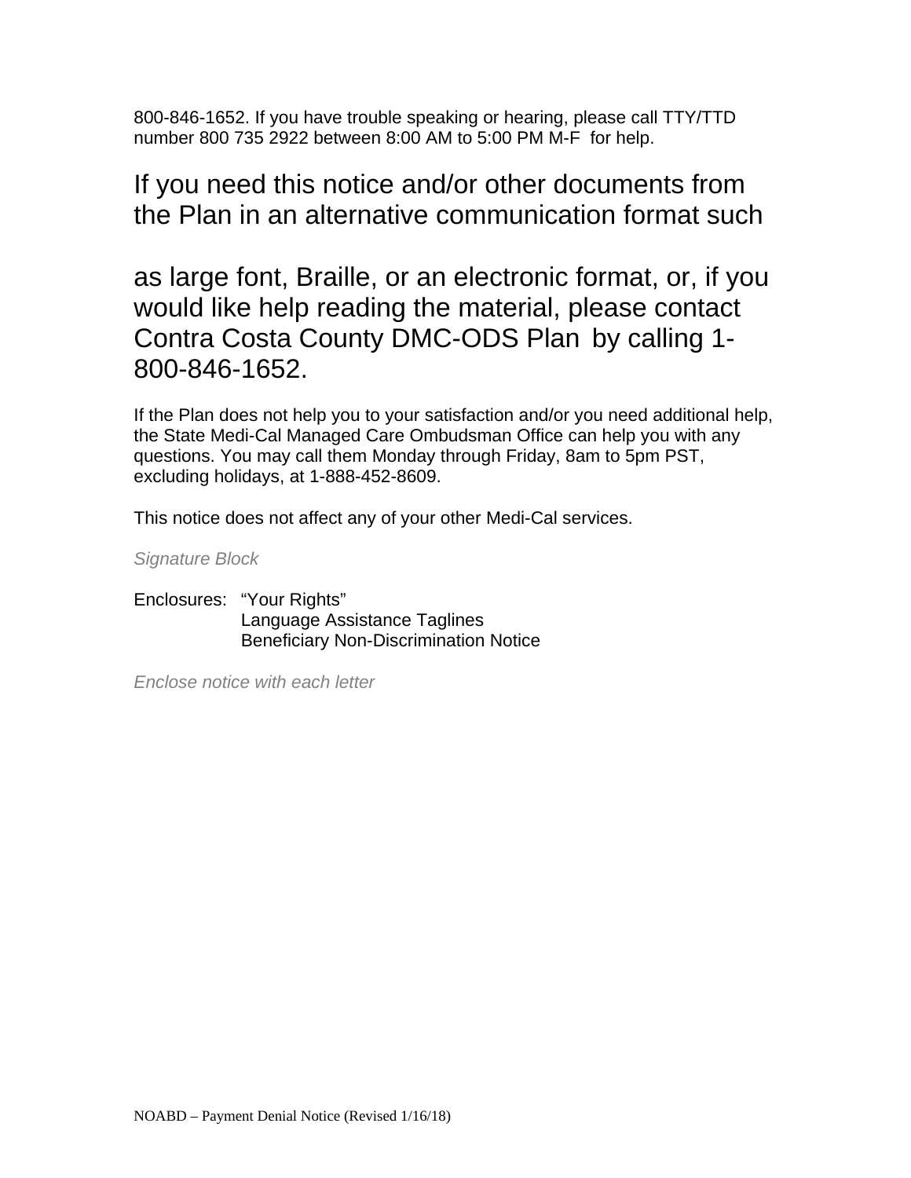800-846-1652. If you have trouble speaking or hearing, please call TTY/TTD number 800 735 2922 between 8:00 AM to 5:00 PM M-F for help.

## If you need this notice and/or other documents from the Plan in an alternative communication format such as large font, Braille, or an electronic format, or, if you would like help reading the material, please contact Contra Costa County DMC-ODS Plan by calling 1-800-846-1652.

If the Plan does not help you to your satisfaction and/or you need additional help, the State Medi-Cal Managed Care Ombudsman Office can help you with any questions. You may call them Monday through Friday, 8am to 5pm PST, excluding holidays, at 1-888-452-8609.

This notice does not affect any of your other Medi-Cal services.

*Signature Block*

Enclosures: "Your Rights"
Language Assistance Taglines
Beneficiary Non-Discrimination Notice

*Enclose notice with each letter*

NOABD – Payment Denial Notice (Revised 1/16/18)